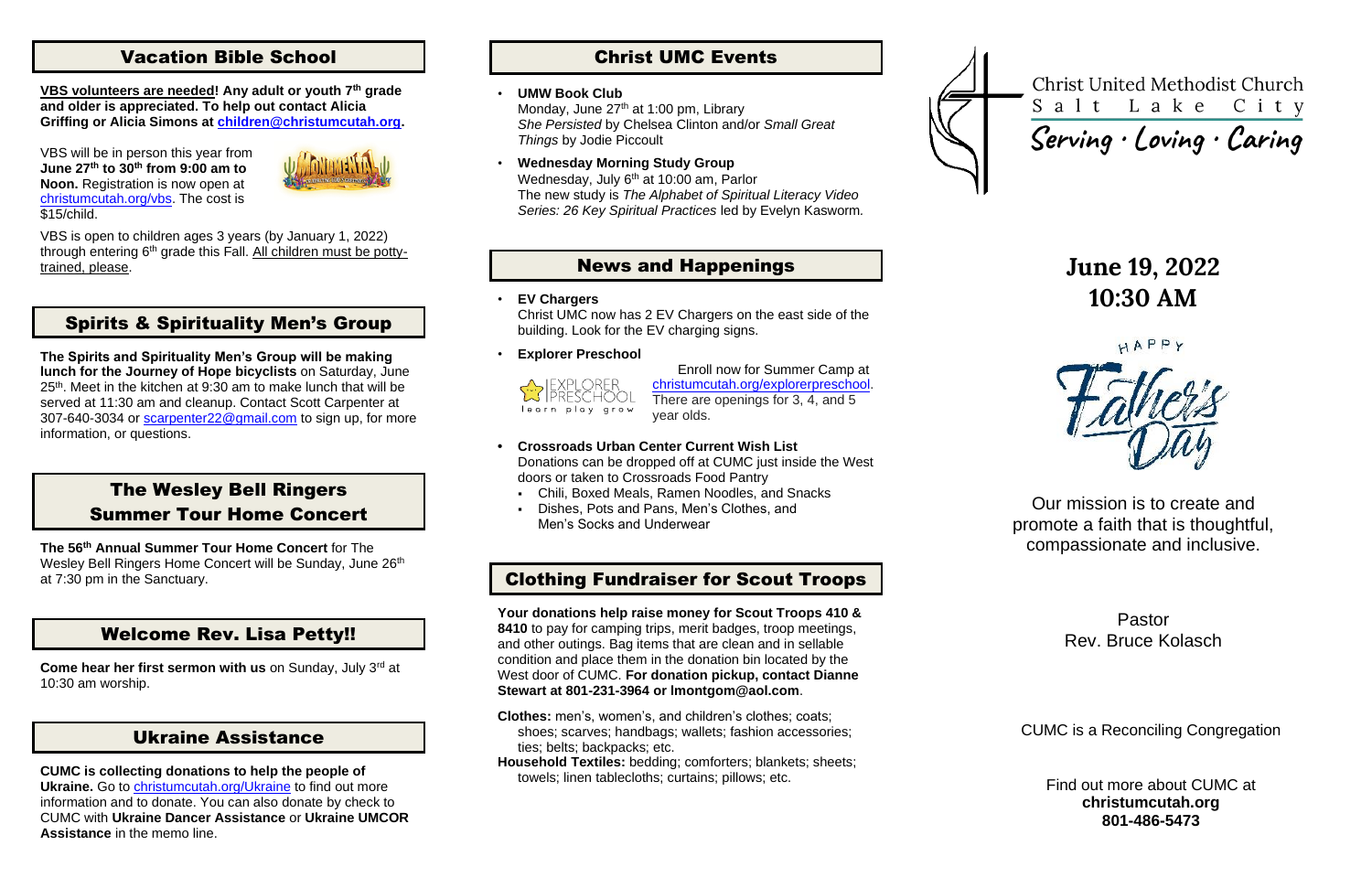## Vacation Bible School

**VBS volunteers are needed! Any adult or youth 7th grade and older is appreciated. To help out contact Alicia Griffing or Alicia Simons at children@christumcutah.org.**

VBS will be in person this year from **June 27th to 30th from 9:00 am to Noon.** Registration is now open at christumcutah.org/vbs. The cost is $15/child.

VBS is open to children ages 3 years (by January 1, 2022) through entering 6th grade this Fall. All children must be potty-trained, please.

## Spirits & Spirituality Men's Group

**The Spirits and Spirituality Men's Group will be making lunch for the Journey of Hope bicyclists** on Saturday, June 25th. Meet in the kitchen at 9:30 am to make lunch that will be served at 11:30 am and cleanup. Contact Scott Carpenter at 307-640-3034 or scarpenter22@gmail.com to sign up, for more information, or questions.

## The Wesley Bell Ringers Summer Tour Home Concert

**The 56th Annual Summer Tour Home Concert** for The Wesley Bell Ringers Home Concert will be Sunday, June 26th at 7:30 pm in the Sanctuary.

## Welcome Rev. Lisa Petty!!

**Come hear her first sermon with us** on Sunday, July 3rd at 10:30 am worship.

## Ukraine Assistance

**CUMC is collecting donations to help the people of Ukraine.** Go to christumcutah.org/Ukraine to find out more information and to donate. You can also donate by check to CUMC with **Ukraine Dancer Assistance** or **Ukraine UMCOR Assistance** in the memo line.

## Christ UMC Events

- **UMW Book Club**
  Monday, June 27th at 1:00 pm, Library
  *She Persisted* by Chelsea Clinton and/or *Small Great Things* by Jodie Piccoult
- **Wednesday Morning Study Group**
  Wednesday, July 6th at 10:00 am, Parlor
  The new study is *The Alphabet of Spiritual Literacy Video Series: 26 Key Spiritual Practices* led by Evelyn Kasworm.

## News and Happenings

- **EV Chargers**
  Christ UMC now has 2 EV Chargers on the east side of the building. Look for the EV charging signs.
- **Explorer Preschool**
  Explorer Preschool — learn play grow
  Enroll now for Summer Camp at christumcutah.org/explorerpreschool. There are openings for 3, 4, and 5 year olds.
- **Crossroads Urban Center Current Wish List**
  Donations can be dropped off at CUMC just inside the West doors or taken to Crossroads Food Pantry
  - Chili, Boxed Meals, Ramen Noodles, and Snacks
  - Dishes, Pots and Pans, Men's Clothes, and Men's Socks and Underwear

## Clothing Fundraiser for Scout Troops

**Your donations help raise money for Scout Troops 410 & 8410** to pay for camping trips, merit badges, troop meetings, and other outings. Bag items that are clean and in sellable condition and place them in the donation bin located by the West door of CUMC. **For donation pickup, contact Dianne Stewart at 801-231-3964 or lmontgom@aol.com**.

**Clothes:** men's, women's, and children's clothes; coats; shoes; scarves; handbags; wallets; fashion accessories; ties; belts; backpacks; etc.

**Household Textiles:** bedding; comforters; blankets; sheets; towels; linen tablecloths; curtains; pillows; etc.

# Christ United Methodist Church
## Salt Lake City

*Serving · Loving · Caring*

## June 19, 2022
## 10:30 AM

Happy Father's Day

Our mission is to create and promote a faith that is thoughtful, compassionate and inclusive.

Pastor
Rev. Bruce Kolasch

CUMC is a Reconciling Congregation

Find out more about CUMC at
**christumcutah.org**
**801-486-5473**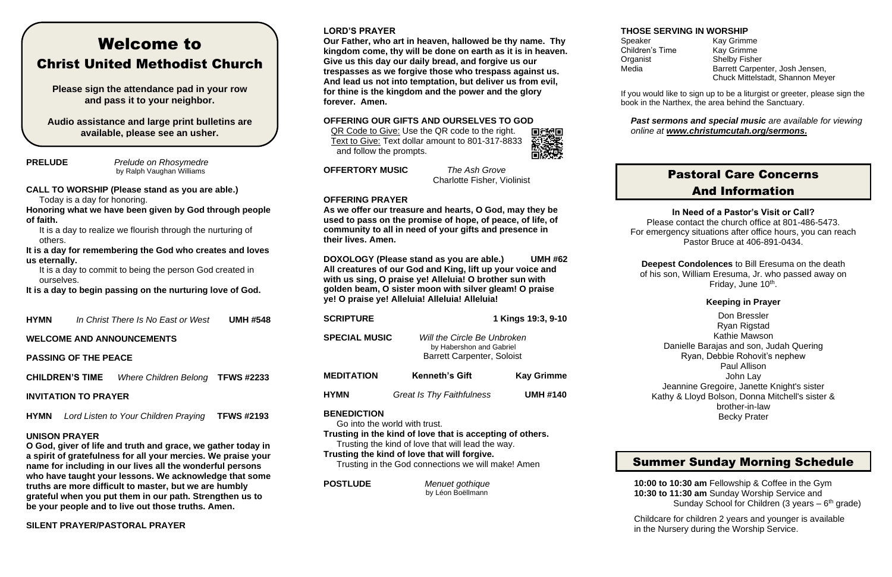# Welcome to

## Christ United Methodist Church

**Please sign the attendance pad in your row and pass it to your neighbor.**

**Audio assistance and large print bulletins are available, please see an usher.**

**PRELUDE** *Prelude on Rhosymedre* by Ralph Vaughan Williams

**CALL TO WORSHIP (Please stand as you are able.)**

Today is a day for honoring.

**Honoring what we have been given by God through people of faith.**

It is a day to realize we flourish through the nurturing of others.

**It is a day for remembering the God who creates and loves us eternally.**

It is a day to commit to being the person God created in ourselves.

**It is a day to begin passing on the nurturing love of God.**

**HYMN** *In Christ There Is No East or West* **UMH #548**

**WELCOME AND ANNOUNCEMENTS**

**PASSING OF THE PEACE**

**CHILDREN'S TIME** *Where Children Belong* **TFWS #2233**

**INVITATION TO PRAYER**

**HYMN** *Lord Listen to Your Children Praying* **TFWS #2193**

**UNISON PRAYER**

**O God, giver of life and truth and grace, we gather today in a spirit of gratefulness for all your mercies. We praise your name for including in our lives all the wonderful persons who have taught your lessons. We acknowledge that some truths are more difficult to master, but we are humbly grateful when you put them in our path. Strengthen us to be your people and to live out those truths. Amen.**

**SILENT PRAYER/PASTORAL PRAYER**

**LORD'S PRAYER**

**Our Father, who art in heaven, hallowed be thy name. Thy kingdom come, thy will be done on earth as it is in heaven. Give us this day our daily bread, and forgive us our trespasses as we forgive those who trespass against us. And lead us not into temptation, but deliver us from evil, for thine is the kingdom and the power and the glory forever. Amen.**

**OFFERING OUR GIFTS AND OURSELVES TO GOD**

QR Code to Give: Use the QR code to the right.
Text to Give: Text dollar amount to 801-317-8833 and follow the prompts.

**OFFERTORY MUSIC** *The Ash Grove* Charlotte Fisher, Violinist

**OFFERING PRAYER**

**As we offer our treasure and hearts, O God, may they be used to pass on the promise of hope, of peace, of life, of community to all in need of your gifts and presence in their lives. Amen.**

**DOXOLOGY (Please stand as you are able.) UMH #62**

**All creatures of our God and King, lift up your voice and with us sing, O praise ye! Alleluia! O brother sun with golden beam, O sister moon with silver gleam! O praise ye! O praise ye! Alleluia! Alleluia! Alleluia!**

**SCRIPTURE** **1 Kings 19:3, 9-10**

**SPECIAL MUSIC** *Will the Circle Be Unbroken* by Habershon and Gabriel, Barrett Carpenter, Soloist

**MEDITATION** **Kenneth's Gift** **Kay Grimme**

**HYMN** *Great Is Thy Faithfulness* **UMH #140**

**BENEDICTION**

Go into the world with trust.

**Trusting in the kind of love that is accepting of others.**

Trusting the kind of love that will lead the way.

**Trusting the kind of love that will forgive.**

Trusting in the God connections we will make! Amen

**POSTLUDE** *Menuet gothique* by Léon Boëllmann

**THOSE SERVING IN WORSHIP**

| | |
|---|---|
| Speaker | Kay Grimme |
| Children's Time | Kay Grimme |
| Organist | Shelby Fisher |
| Media | Barrett Carpenter, Josh Jensen, Chuck Mittelstadt, Shannon Meyer |

If you would like to sign up to be a liturgist or greeter, please sign the book in the Narthex, the area behind the Sanctuary.

***Past sermons and special music** are available for viewing online at **www.christumcutah.org/sermons.***

## Pastoral Care Concerns And Information

**In Need of a Pastor's Visit or Call?**

Please contact the church office at 801-486-5473. For emergency situations after office hours, you can reach Pastor Bruce at 406-891-0434.

**Deepest Condolences** to Bill Eresuma on the death of his son, William Eresuma, Jr. who passed away on Friday, June 10th.

**Keeping in Prayer**

Don Bressler
Ryan Rigstad
Kathie Mawson
Danielle Barajas and son, Judah Quering
Ryan, Debbie Rohovit's nephew
Paul Allison
John Lay
Jeannine Gregoire, Janette Knight's sister
Kathy & Lloyd Bolson, Donna Mitchell's sister & brother-in-law
Becky Prater

## Summer Sunday Morning Schedule

**10:00 to 10:30 am** Fellowship & Coffee in the Gym
**10:30 to 11:30 am** Sunday Worship Service and Sunday School for Children (3 years – 6th grade)

Childcare for children 2 years and younger is available in the Nursery during the Worship Service.